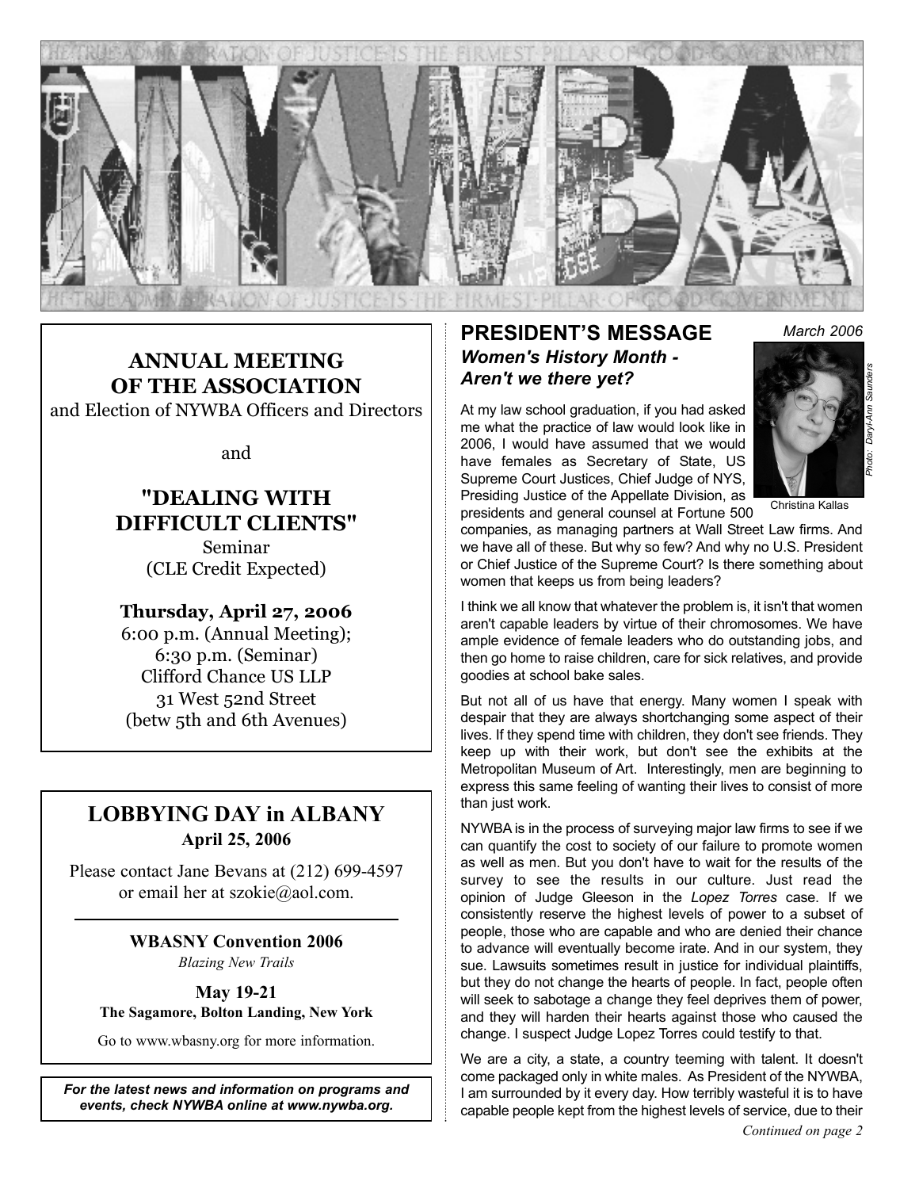# NYWBA

THE TRUE ADMINISTRATION OF JUSTICE IS THE FIRMEST PILLAR OF GOOD GOVERNMENT

## ANNUAL MEETING OF THE ASSOCIATION

and Election of NYWBA Officers and Directors

and

## "DEALING WITH DIFFICULT CLIENTS"

Seminar
(CLE Credit Expected)

**Thursday, April 27, 2006**
6:00 p.m. (Annual Meeting);
6:30 p.m. (Seminar)
Clifford Chance US LLP
31 West 52nd Street
(betw 5th and 6th Avenues)

## LOBBYING DAY in ALBANY

**April 25, 2006**

Please contact Jane Bevans at (212) 699-4597 or email her at szokie@aol.com.

**WBASNY Convention 2006**
*Blazing New Trails*

**May 19-21**
**The Sagamore, Bolton Landing, New York**

Go to www.wbasny.org for more information.

***For the latest news and information on programs and events, check NYWBA online at www.nywba.org.***

## PRESIDENT'S MESSAGE

*March 2006*

### *Women's History Month - Aren't we there yet?*

Christina Kallas
*Photo: Daryl-Ann Saunders*

At my law school graduation, if you had asked me what the practice of law would look like in 2006, I would have assumed that we would have females as Secretary of State, US Supreme Court Justices, Chief Judge of NYS, Presiding Justice of the Appellate Division, as presidents and general counsel at Fortune 500 companies, as managing partners at Wall Street Law firms. And we have all of these. But why so few? And why no U.S. President or Chief Justice of the Supreme Court? Is there something about women that keeps us from being leaders?

I think we all know that whatever the problem is, it isn't that women aren't capable leaders by virtue of their chromosomes. We have ample evidence of female leaders who do outstanding jobs, and then go home to raise children, care for sick relatives, and provide goodies at school bake sales.

But not all of us have that energy. Many women I speak with despair that they are always shortchanging some aspect of their lives. If they spend time with children, they don't see friends. They keep up with their work, but don't see the exhibits at the Metropolitan Museum of Art. Interestingly, men are beginning to express this same feeling of wanting their lives to consist of more than just work.

NYWBA is in the process of surveying major law firms to see if we can quantify the cost to society of our failure to promote women as well as men. But you don't have to wait for the results of the survey to see the results in our culture. Just read the opinion of Judge Gleeson in the *Lopez Torres* case. If we consistently reserve the highest levels of power to a subset of people, those who are capable and who are denied their chance to advance will eventually become irate. And in our system, they sue. Lawsuits sometimes result in justice for individual plaintiffs, but they do not change the hearts of people. In fact, people often will seek to sabotage a change they feel deprives them of power, and they will harden their hearts against those who caused the change. I suspect Judge Lopez Torres could testify to that.

We are a city, a state, a country teeming with talent. It doesn't come packaged only in white males. As President of the NYWBA, I am surrounded by it every day. How terribly wasteful it is to have capable people kept from the highest levels of service, due to their

*Continued on page 2*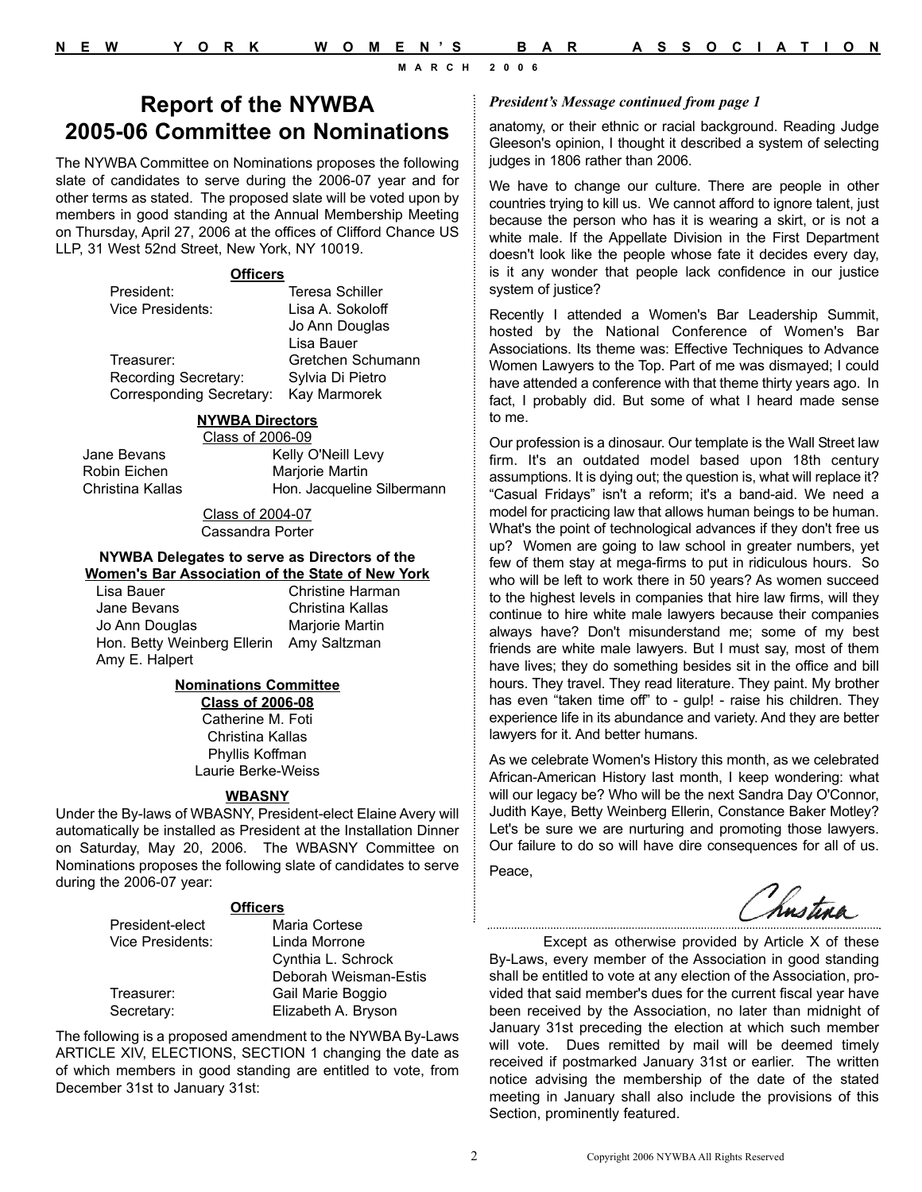# Report of the NYWBA 2005-06 Committee on Nominations

The NYWBA Committee on Nominations proposes the following slate of candidates to serve during the 2006-07 year and for other terms as stated. The proposed slate will be voted upon by members in good standing at the Annual Membership Meeting on Thursday, April 27, 2006 at the offices of Clifford Chance US LLP, 31 West 52nd Street, New York, NY 10019.

**Officers**

| | |
|---|---|
| President: | Teresa Schiller |
| Vice Presidents: | Lisa A. Sokoloff |
| | Jo Ann Douglas |
| | Lisa Bauer |
| Treasurer: | Gretchen Schumann |
| Recording Secretary: | Sylvia Di Pietro |
| Corresponding Secretary: | Kay Marmorek |

**NYWBA Directors**

Class of 2006-09

| | |
|---|---|
| Jane Bevans | Kelly O'Neill Levy |
| Robin Eichen | Marjorie Martin |
| Christina Kallas | Hon. Jacqueline Silbermann |

Class of 2004-07

Cassandra Porter

**NYWBA Delegates to serve as Directors of the Women's Bar Association of the State of New York**

| | |
|---|---|
| Lisa Bauer | Christine Harman |
| Jane Bevans | Christina Kallas |
| Jo Ann Douglas | Marjorie Martin |
| Hon. Betty Weinberg Ellerin | Amy Saltzman |
| Amy E. Halpert | |

**Nominations Committee**

**Class of 2006-08**

Catherine M. Foti
Christina Kallas
Phyllis Koffman
Laurie Berke-Weiss

**WBASNY**

Under the By-laws of WBASNY, President-elect Elaine Avery will automatically be installed as President at the Installation Dinner on Saturday, May 20, 2006. The WBASNY Committee on Nominations proposes the following slate of candidates to serve during the 2006-07 year:

**Officers**

| | |
|---|---|
| President-elect | Maria Cortese |
| Vice Presidents: | Linda Morrone |
| | Cynthia L. Schrock |
| | Deborah Weisman-Estis |
| Treasurer: | Gail Marie Boggio |
| Secretary: | Elizabeth A. Bryson |

The following is a proposed amendment to the NYWBA By-Laws ARTICLE XIV, ELECTIONS, SECTION 1 changing the date as of which members in good standing are entitled to vote, from December 31st to January 31st:

Except as otherwise provided by Article X of these By-Laws, every member of the Association in good standing shall be entitled to vote at any election of the Association, provided that said member's dues for the current fiscal year have been received by the Association, no later than midnight of January 31st preceding the election at which such member will vote. Dues remitted by mail will be deemed timely received if postmarked January 31st or earlier. The written notice advising the membership of the date of the stated meeting in January shall also include the provisions of this Section, prominently featured.

*President's Message continued from page 1*

anatomy, or their ethnic or racial background. Reading Judge Gleeson's opinion, I thought it described a system of selecting judges in 1806 rather than 2006.

We have to change our culture. There are people in other countries trying to kill us. We cannot afford to ignore talent, just because the person who has it is wearing a skirt, or is not a white male. If the Appellate Division in the First Department doesn't look like the people whose fate it decides every day, is it any wonder that people lack confidence in our justice system of justice?

Recently I attended a Women's Bar Leadership Summit, hosted by the National Conference of Women's Bar Associations. Its theme was: Effective Techniques to Advance Women Lawyers to the Top. Part of me was dismayed; I could have attended a conference with that theme thirty years ago. In fact, I probably did. But some of what I heard made sense to me.

Our profession is a dinosaur. Our template is the Wall Street law firm. It's an outdated model based upon 18th century assumptions. It is dying out; the question is, what will replace it? "Casual Fridays" isn't a reform; it's a band-aid. We need a model for practicing law that allows human beings to be human. What's the point of technological advances if they don't free us up? Women are going to law school in greater numbers, yet few of them stay at mega-firms to put in ridiculous hours. So who will be left to work there in 50 years? As women succeed to the highest levels in companies that hire law firms, will they continue to hire white male lawyers because their companies always have? Don't misunderstand me; some of my best friends are white male lawyers. But I must say, most of them have lives; they do something besides sit in the office and bill hours. They travel. They read literature. They paint. My brother has even "taken time off" to - gulp! - raise his children. They experience life in its abundance and variety. And they are better lawyers for it. And better humans.

As we celebrate Women's History this month, as we celebrated African-American History last month, I keep wondering: what will our legacy be? Who will be the next Sandra Day O'Connor, Judith Kaye, Betty Weinberg Ellerin, Constance Baker Motley? Let's be sure we are nurturing and promoting those lawyers. Our failure to do so will have dire consequences for all of us.

Peace,

Christina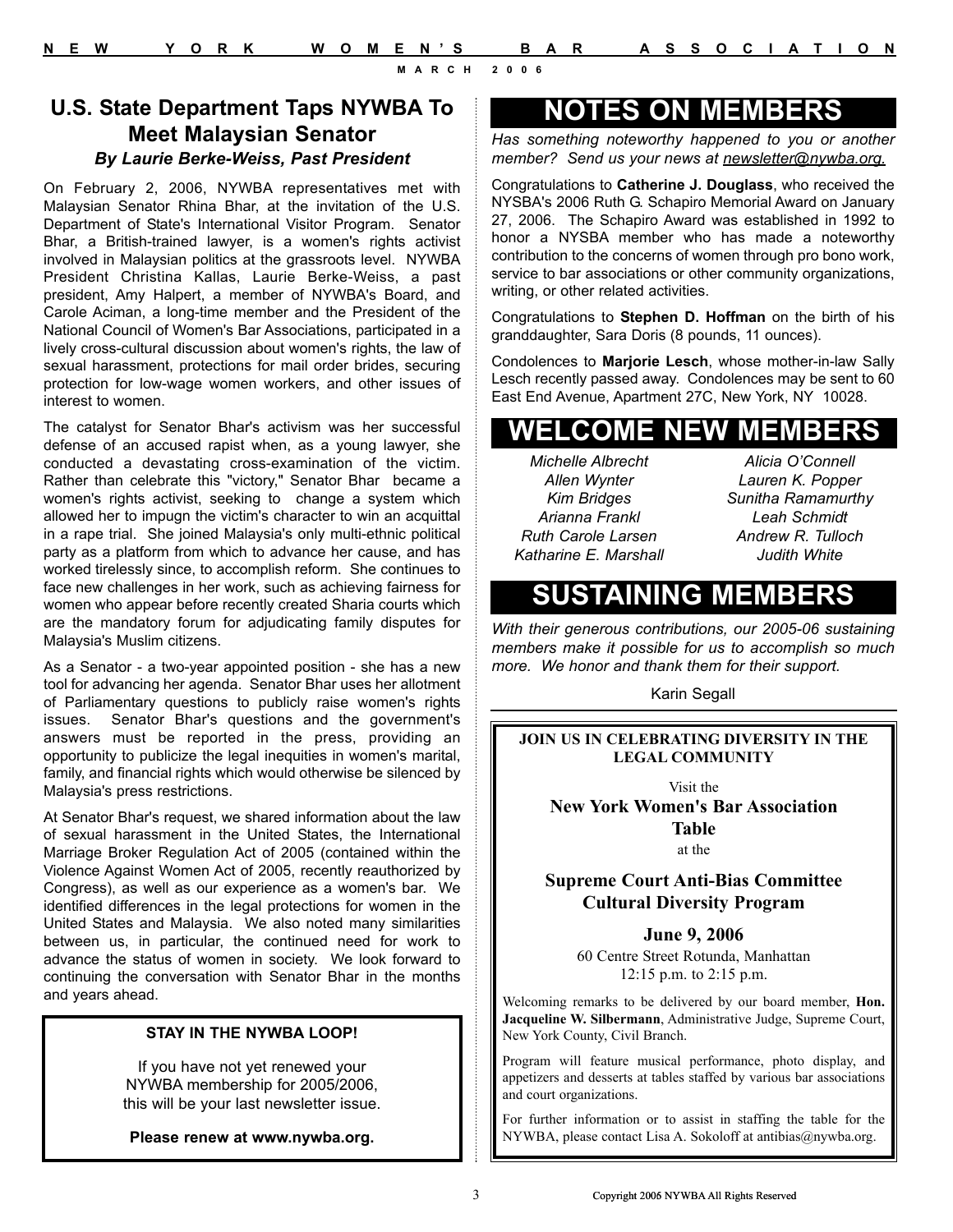## U.S. State Department Taps NYWBA To Meet Malaysian Senator

***By Laurie Berke-Weiss, Past President***

On February 2, 2006, NYWBA representatives met with Malaysian Senator Rhina Bhar, at the invitation of the U.S. Department of State's International Visitor Program. Senator Bhar, a British-trained lawyer, is a women's rights activist involved in Malaysian politics at the grassroots level. NYWBA President Christina Kallas, Laurie Berke-Weiss, a past president, Amy Halpert, a member of NYWBA's Board, and Carole Aciman, a long-time member and the President of the National Council of Women's Bar Associations, participated in a lively cross-cultural discussion about women's rights, the law of sexual harassment, protections for mail order brides, securing protection for low-wage women workers, and other issues of interest to women.

The catalyst for Senator Bhar's activism was her successful defense of an accused rapist when, as a young lawyer, she conducted a devastating cross-examination of the victim. Rather than celebrate this "victory," Senator Bhar became a women's rights activist, seeking to change a system which allowed her to impugn the victim's character to win an acquittal in a rape trial. She joined Malaysia's only multi-ethnic political party as a platform from which to advance her cause, and has worked tirelessly since, to accomplish reform. She continues to face new challenges in her work, such as achieving fairness for women who appear before recently created Sharia courts which are the mandatory forum for adjudicating family disputes for Malaysia's Muslim citizens.

As a Senator - a two-year appointed position - she has a new tool for advancing her agenda. Senator Bhar uses her allotment of Parliamentary questions to publicly raise women's rights issues. Senator Bhar's questions and the government's answers must be reported in the press, providing an opportunity to publicize the legal inequities in women's marital, family, and financial rights which would otherwise be silenced by Malaysia's press restrictions.

At Senator Bhar's request, we shared information about the law of sexual harassment in the United States, the International Marriage Broker Regulation Act of 2005 (contained within the Violence Against Women Act of 2005, recently reauthorized by Congress), as well as our experience as a women's bar. We identified differences in the legal protections for women in the United States and Malaysia. We also noted many similarities between us, in particular, the continued need for work to advance the status of women in society. We look forward to continuing the conversation with Senator Bhar in the months and years ahead.

**STAY IN THE NYWBA LOOP!**

If you have not yet renewed your NYWBA membership for 2005/2006, this will be your last newsletter issue.

**Please renew at www.nywba.org.**

## NOTES ON MEMBERS

*Has something noteworthy happened to you or another member? Send us your news at newsletter@nywba.org.*

Congratulations to **Catherine J. Douglass**, who received the NYSBA's 2006 Ruth G. Schapiro Memorial Award on January 27, 2006. The Schapiro Award was established in 1992 to honor a NYSBA member who has made a noteworthy contribution to the concerns of women through pro bono work, service to bar associations or other community organizations, writing, or other related activities.

Congratulations to **Stephen D. Hoffman** on the birth of his granddaughter, Sara Doris (8 pounds, 11 ounces).

Condolences to **Marjorie Lesch**, whose mother-in-law Sally Lesch recently passed away. Condolences may be sent to 60 East End Avenue, Apartment 27C, New York, NY 10028.

## WELCOME NEW MEMBERS

*Michelle Albrecht*
*Allen Wynter*
*Kim Bridges*
*Arianna Frankl*
*Ruth Carole Larsen*
*Katharine E. Marshall*
*Alicia O'Connell*
*Lauren K. Popper*
*Sunitha Ramamurthy*
*Leah Schmidt*
*Andrew R. Tulloch*
*Judith White*

## SUSTAINING MEMBERS

*With their generous contributions, our 2005-06 sustaining members make it possible for us to accomplish so much more. We honor and thank them for their support.*

Karin Segall

**JOIN US IN CELEBRATING DIVERSITY IN THE LEGAL COMMUNITY**

Visit the

**New York Women's Bar Association Table**

at the

**Supreme Court Anti-Bias Committee Cultural Diversity Program**

**June 9, 2006**

60 Centre Street Rotunda, Manhattan
12:15 p.m. to 2:15 p.m.

Welcoming remarks to be delivered by our board member, **Hon. Jacqueline W. Silbermann**, Administrative Judge, Supreme Court, New York County, Civil Branch.

Program will feature musical performance, photo display, and appetizers and desserts at tables staffed by various bar associations and court organizations.

For further information or to assist in staffing the table for the NYWBA, please contact Lisa A. Sokoloff at antibias@nywba.org.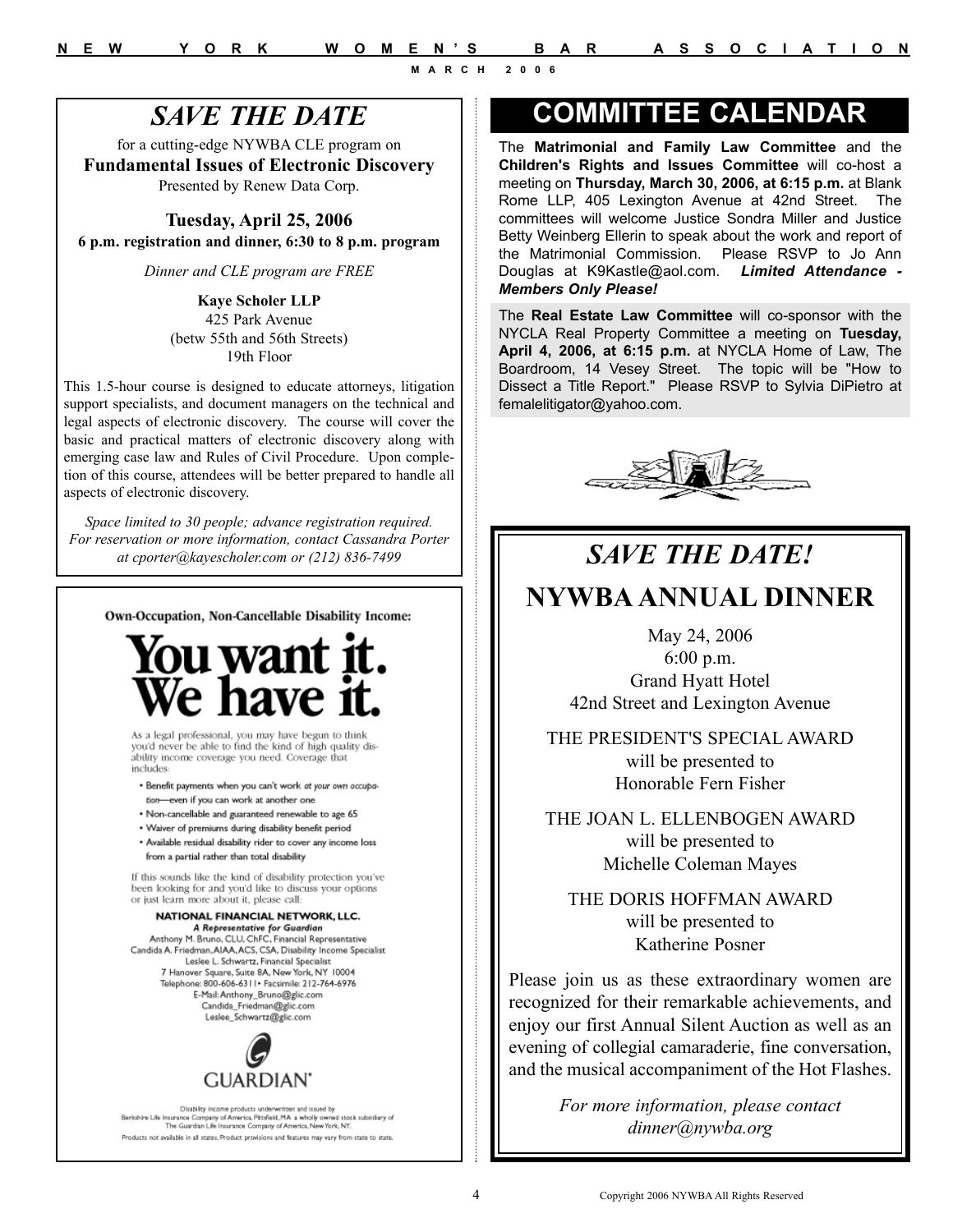# SAVE THE DATE

for a cutting-edge NYWBA CLE program on

**Fundamental Issues of Electronic Discovery**

Presented by Renew Data Corp.

**Tuesday, April 25, 2006**

**6 p.m. registration and dinner, 6:30 to 8 p.m. program**

*Dinner and CLE program are FREE*

**Kaye Scholer LLP**
425 Park Avenue
(betw 55th and 56th Streets)
19th Floor

This 1.5-hour course is designed to educate attorneys, litigation support specialists, and document managers on the technical and legal aspects of electronic discovery. The course will cover the basic and practical matters of electronic discovery along with emerging case law and Rules of Civil Procedure. Upon completion of this course, attendees will be better prepared to handle all aspects of electronic discovery.

*Space limited to 30 people; advance registration required. For reservation or more information, contact Cassandra Porter at cporter@kayescholer.com or (212) 836-7499*

---

**Own-Occupation, Non-Cancellable Disability Income:**

# You want it. We have it.

As a legal professional, you may have begun to think you'd never be able to find the kind of high quality disability income coverage you need. Coverage that includes:

- Benefit payments when you can't work *at your own occupation*—even if you can work at another one
- Non-cancellable and guaranteed renewable to age 65
- Waiver of premiums during disability benefit period
- Available residual disability rider to cover any income loss from a partial rather than total disability

If this sounds like the kind of disability protection you've been looking for and you'd like to discuss your options or just learn more about it, please call:

**NATIONAL FINANCIAL NETWORK, LLC.**
***A Representative for Guardian***
Anthony M. Bruno, CLU, ChFC, Financial Representative
Candida A. Friedman, AIAA, ACS, CSA, Disability Income Specialist
Leslee L. Schwartz, Financial Specialist
7 Hanover Square, Suite 8A, New York, NY 10004
Telephone: 800-606-6311 • Facsimile: 212-764-6976
E-Mail: Anthony_Bruno@glic.com
Candida_Friedman@glic.com
Leslee_Schwartz@glic.com

GUARDIAN®

Disability income products underwritten and issued by Berkshire Life Insurance Company of America, Pittsfield, MA a wholly owned stock subsidiary of The Guardian Life Insurance Company of America, New York, NY.

Products not available in all states. Product provisions and features may vary from state to state.

---

# COMMITTEE CALENDAR

The **Matrimonial and Family Law Committee** and the **Children's Rights and Issues Committee** will co-host a meeting on **Thursday, March 30, 2006, at 6:15 p.m.** at Blank Rome LLP, 405 Lexington Avenue at 42nd Street. The committees will welcome Justice Sondra Miller and Justice Betty Weinberg Ellerin to speak about the work and report of the Matrimonial Commission. Please RSVP to Jo Ann Douglas at K9Kastle@aol.com. ***Limited Attendance - Members Only Please!***

The **Real Estate Law Committee** will co-sponsor with the NYCLA Real Property Committee a meeting on **Tuesday, April 4, 2006, at 6:15 p.m.** at NYCLA Home of Law, The Boardroom, 14 Vesey Street. The topic will be "How to Dissect a Title Report." Please RSVP to Sylvia DiPietro at femalelitigator@yahoo.com.

---

# SAVE THE DATE!

## NYWBA ANNUAL DINNER

May 24, 2006
6:00 p.m.
Grand Hyatt Hotel
42nd Street and Lexington Avenue

THE PRESIDENT'S SPECIAL AWARD
will be presented to
Honorable Fern Fisher

THE JOAN L. ELLENBOGEN AWARD
will be presented to
Michelle Coleman Mayes

THE DORIS HOFFMAN AWARD
will be presented to
Katherine Posner

Please join us as these extraordinary women are recognized for their remarkable achievements, and enjoy our first Annual Silent Auction as well as an evening of collegial camaraderie, fine conversation, and the musical accompaniment of the Hot Flashes.

*For more information, please contact dinner@nywba.org*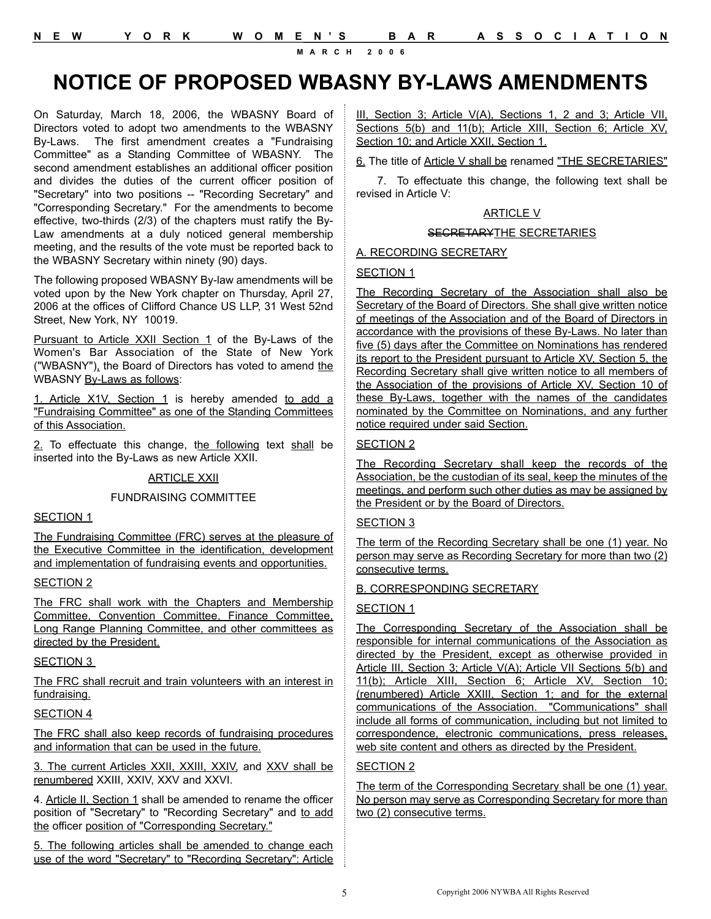#### NEW YORK WOMEN'S BAR ASSOCIATION

#### MARCH 2006

# NOTICE OF PROPOSED WBASNY BY-LAWS AMENDMENTS

On Saturday, March 18, 2006, the WBASNY Board of Directors voted to adopt two amendments to the WBASNY By-Laws. The first amendment creates a "Fundraising Committee" as a Standing Committee of WBASNY. The second amendment establishes an additional officer position and divides the duties of the current officer position of "Secretary" into two positions -- "Recording Secretary" and "Corresponding Secretary." For the amendments to become effective, two-thirds (2/3) of the chapters must ratify the By-Law amendments at a duly noticed general membership meeting, and the results of the vote must be reported back to the WBASNY Secretary within ninety (90) days.

The following proposed WBASNY By-law amendments will be voted upon by the New York chapter on Thursday, April 27, 2006 at the offices of Clifford Chance US LLP, 31 West 52nd Street, New York, NY 10019.

Pursuant to Article XXII Section 1 of the By-Laws of the Women's Bar Association of the State of New York ("WBASNY"), the Board of Directors has voted to amend the WBASNY By-Laws as follows:

1. Article X1V, Section 1 is hereby amended to add a "Fundraising Committee" as one of the Standing Committees of this Association.

2. To effectuate this change, the following text shall be inserted into the By-Laws as new Article XXII.

ARTICLE XXII

FUNDRAISING COMMITTEE

SECTION 1

The Fundraising Committee (FRC) serves at the pleasure of the Executive Committee in the identification, development and implementation of fundraising events and opportunities.

SECTION 2

The FRC shall work with the Chapters and Membership Committee, Convention Committee, Finance Committee, Long Range Planning Committee, and other committees as directed by the President.

SECTION 3

The FRC shall recruit and train volunteers with an interest in fundraising.

SECTION 4

The FRC shall also keep records of fundraising procedures and information that can be used in the future.

3. The current Articles XXII, XXIII, XXIV, and XXV shall be renumbered XXIII, XXIV, XXV and XXVI.

4. Article II, Section 1 shall be amended to rename the officer position of "Secretary" to "Recording Secretary" and to add the officer position of "Corresponding Secretary."

5. The following articles shall be amended to change each use of the word "Secretary" to "Recording Secretary": Article III, Section 3; Article V(A), Sections 1, 2 and 3; Article VII, Sections 5(b) and 11(b); Article XIII, Section 6; Article XV, Section 10; and Article XXII, Section 1.

6. The title of Article V shall be renamed "THE SECRETARIES"

7. To effectuate this change, the following text shall be revised in Article V:

ARTICLE V

~~SECRETARY~~THE SECRETARIES

A. RECORDING SECRETARY

SECTION 1

The Recording Secretary of the Association shall also be Secretary of the Board of Directors. She shall give written notice of meetings of the Association and of the Board of Directors in accordance with the provisions of these By-Laws. No later than five (5) days after the Committee on Nominations has rendered its report to the President pursuant to Article XV, Section 5, the Recording Secretary shall give written notice to all members of the Association of the provisions of Article XV, Section 10 of these By-Laws, together with the names of the candidates nominated by the Committee on Nominations, and any further notice required under said Section.

SECTION 2

The Recording Secretary shall keep the records of the Association, be the custodian of its seal, keep the minutes of the meetings, and perform such other duties as may be assigned by the President or by the Board of Directors.

SECTION 3

The term of the Recording Secretary shall be one (1) year. No person may serve as Recording Secretary for more than two (2) consecutive terms.

B. CORRESPONDING SECRETARY

SECTION 1

The Corresponding Secretary of the Association shall be responsible for internal communications of the Association as directed by the President, except as otherwise provided in Article III, Section 3; Article V(A); Article VII Sections 5(b) and 11(b); Article XIII, Section 6; Article XV, Section 10; (renumbered) Article XXIII, Section 1; and for the external communications of the Association. "Communications" shall include all forms of communication, including but not limited to correspondence, electronic communications, press releases, web site content and others as directed by the President.

SECTION 2

The term of the Corresponding Secretary shall be one (1) year. No person may serve as Corresponding Secretary for more than two (2) consecutive terms.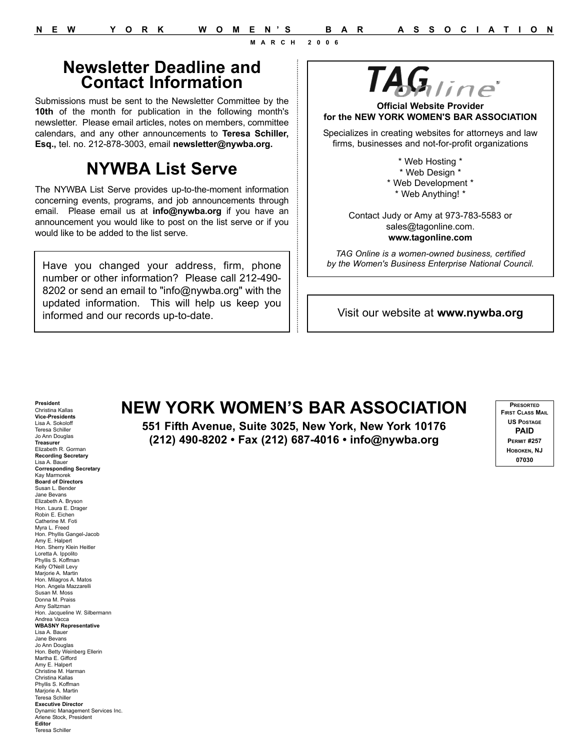## Newsletter Deadline and Contact Information

Submissions must be sent to the Newsletter Committee by the **10th** of the month for publication in the following month's newsletter. Please email articles, notes on members, committee calendars, and any other announcements to **Teresa Schiller, Esq.,** tel. no. 212-878-3003, email **newsletter@nywba.org.**

## NYWBA List Serve

The NYWBA List Serve provides up-to-the-moment information concerning events, programs, and job announcements through email. Please email us at **info@nywba.org** if you have an announcement you would like to post on the list serve or if you would like to be added to the list serve.

Have you changed your address, firm, phone number or other information? Please call 212-490-8202 or send an email to "info@nywba.org" with the updated information. This will help us keep you informed and our records up-to-date.

**TAG online**

**Official Website Provider for the NEW YORK WOMEN'S BAR ASSOCIATION**

Specializes in creating websites for attorneys and law firms, businesses and not-for-profit organizations

* Web Hosting *
* Web Design *
* Web Development *
* Web Anything! *

Contact Judy or Amy at 973-783-5583 or sales@tagonline.com.
**www.tagonline.com**

*TAG Online is a women-owned business, certified by the Women's Business Enterprise National Council.*

Visit our website at **www.nywba.org**

**President**
Christina Kallas
**Vice-Presidents**
Lisa A. Sokoloff
Teresa Schiller
Jo Ann Douglas
**Treasurer**
Elizabeth R. Gorman
**Recording Secretary**
Lisa A. Bauer
**Corresponding Secretary**
Kay Marmorek
**Board of Directors**
Susan L. Bender
Jane Bevans
Elizabeth A. Bryson
Hon. Laura E. Drager
Robin E. Eichen
Catherine M. Foti
Myra L. Freed
Hon. Phyllis Gangel-Jacob
Amy E. Halpert
Hon. Sherry Klein Heitler
Loretta A. Ippolito
Phyllis S. Koffman
Kelly O'Neill Levy
Marjorie A. Martin
Hon. Milagros A. Matos
Hon. Angela Mazzarelli
Susan M. Moss
Donna M. Praiss
Amy Saltzman
Hon. Jacqueline W. Silbermann
Andrea Vacca
**WBASNY Representative**
Lisa A. Bauer
Jane Bevans
Jo Ann Douglas
Hon. Betty Weinberg Ellerin
Martha E. Gifford
Amy E. Halpert
Christine M. Harman
Christina Kallas
Phyllis S. Koffman
Marjorie A. Martin
Teresa Schiller
**Executive Director**
Dynamic Management Services Inc.
Arlene Stock, President
**Editor**
Teresa Schiller

## NEW YORK WOMEN'S BAR ASSOCIATION

**551 Fifth Avenue, Suite 3025, New York, New York 10176**
**(212) 490-8202 • Fax (212) 687-4016 • info@nywba.org**

PRESORTED
FIRST CLASS MAIL
US POSTAGE
PAID
PERMIT #257
HOBOKEN, NJ
07030